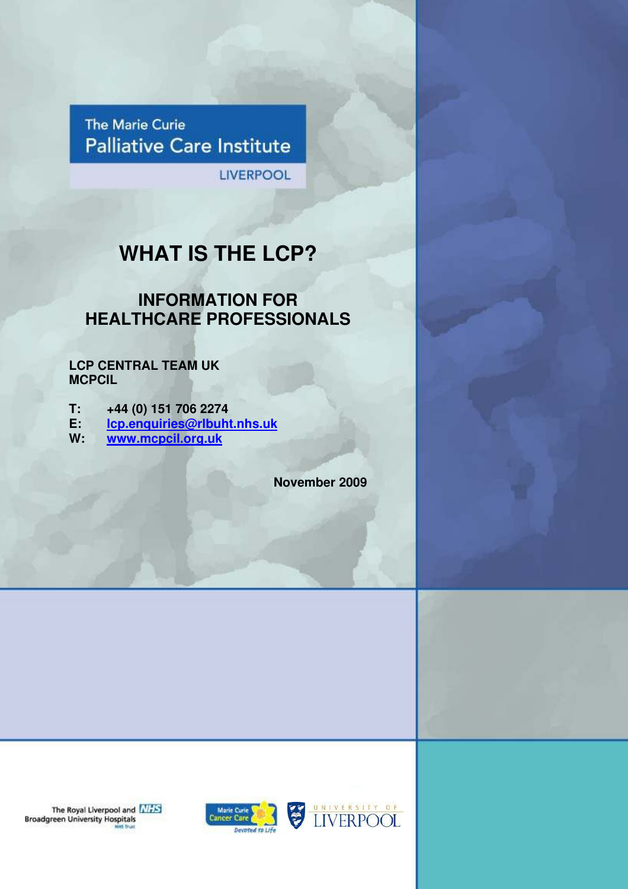The Marie Curie
Palliative Care Institute
LIVERPOOL

# WHAT IS THE LCP?

## INFORMATION FOR HEALTHCARE PROFESSIONALS

**LCP CENTRAL TEAM UK**
**MCPCIL**

**T:** +44 (0) 151 706 2274
**E:** lcp.enquiries@rlbuht.nhs.uk
**W:** www.mcpcil.org.uk

**November 2009**

The Royal Liverpool and Broadgreen University Hospitals NHS Trust

Marie Curie Cancer Care — Devoted to Life

University of Liverpool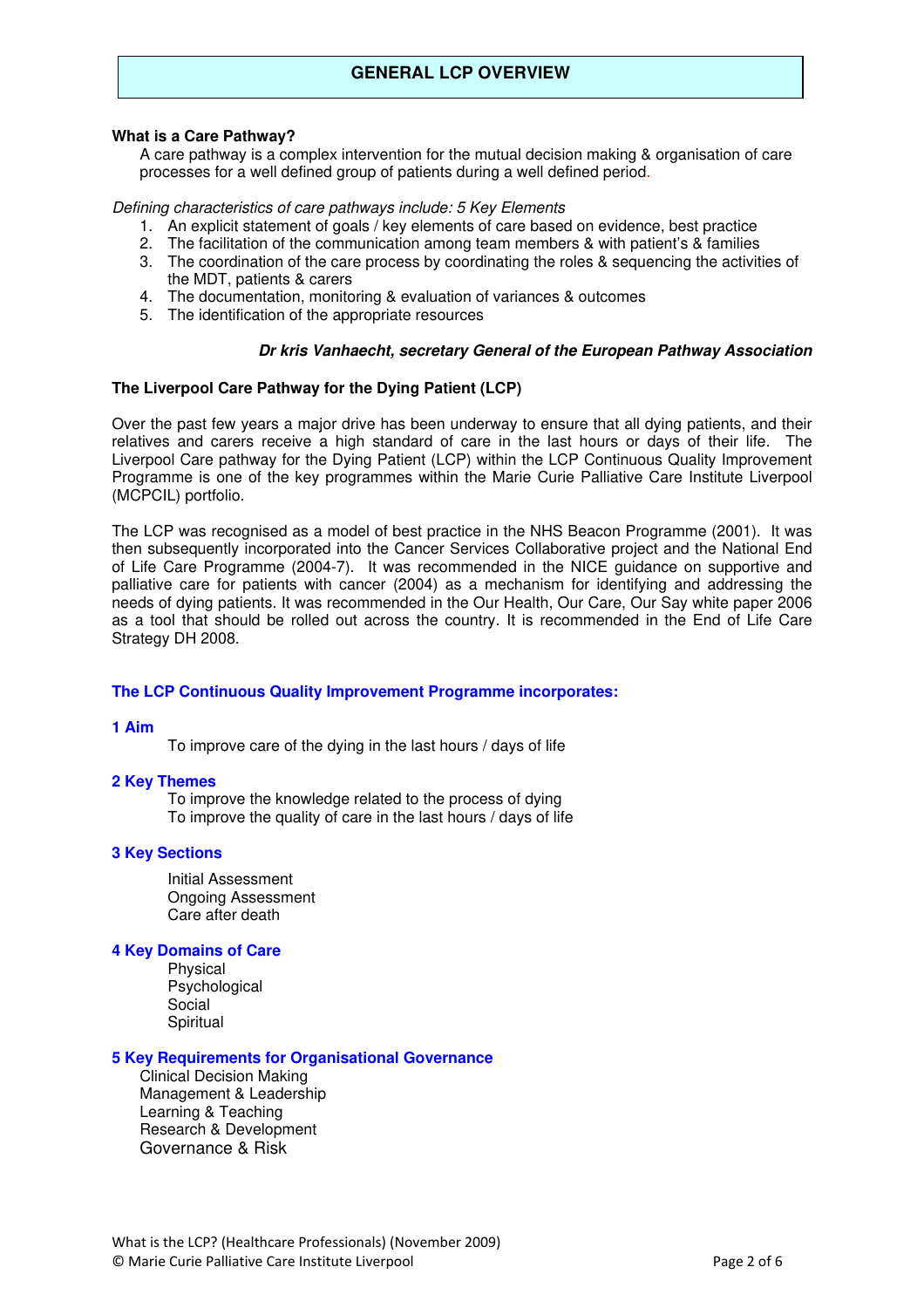# GENERAL LCP OVERVIEW

**What is a Care Pathway?**

A care pathway is a complex intervention for the mutual decision making & organisation of care processes for a well defined group of patients during a well defined period.

*Defining characteristics of care pathways include: 5 Key Elements*

1. An explicit statement of goals / key elements of care based on evidence, best practice
2. The facilitation of the communication among team members & with patient's & families
3. The coordination of the care process by coordinating the roles & sequencing the activities of the MDT, patients & carers
4. The documentation, monitoring & evaluation of variances & outcomes
5. The identification of the appropriate resources

***Dr kris Vanhaecht, secretary General of the European Pathway Association***

**The Liverpool Care Pathway for the Dying Patient (LCP)**

Over the past few years a major drive has been underway to ensure that all dying patients, and their relatives and carers receive a high standard of care in the last hours or days of their life. The Liverpool Care pathway for the Dying Patient (LCP) within the LCP Continuous Quality Improvement Programme is one of the key programmes within the Marie Curie Palliative Care Institute Liverpool (MCPCIL) portfolio.

The LCP was recognised as a model of best practice in the NHS Beacon Programme (2001). It was then subsequently incorporated into the Cancer Services Collaborative project and the National End of Life Care Programme (2004-7). It was recommended in the NICE guidance on supportive and palliative care for patients with cancer (2004) as a mechanism for identifying and addressing the needs of dying patients. It was recommended in the Our Health, Our Care, Our Say white paper 2006 as a tool that should be rolled out across the country. It is recommended in the End of Life Care Strategy DH 2008.

**The LCP Continuous Quality Improvement Programme incorporates:**

**1 Aim**

To improve care of the dying in the last hours / days of life

**2 Key Themes**

To improve the knowledge related to the process of dying
To improve the quality of care in the last hours / days of life

**3 Key Sections**

Initial Assessment
Ongoing Assessment
Care after death

**4 Key Domains of Care**

Physical
Psychological
Social
Spiritual

**5 Key Requirements for Organisational Governance**

Clinical Decision Making
Management & Leadership
Learning & Teaching
Research & Development
Governance & Risk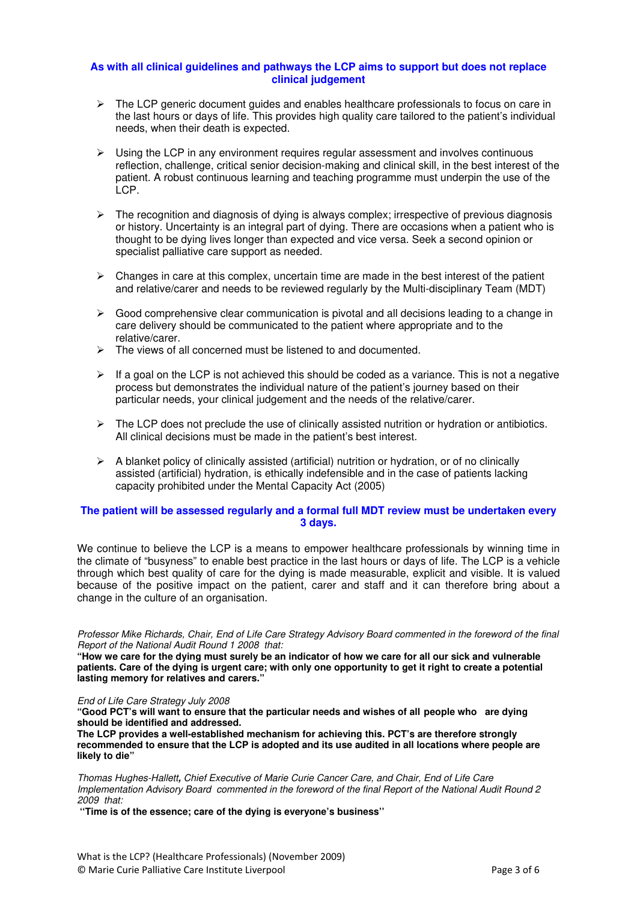**As with all clinical guidelines and pathways the LCP aims to support but does not replace clinical judgement**

- The LCP generic document guides and enables healthcare professionals to focus on care in the last hours or days of life. This provides high quality care tailored to the patient's individual needs, when their death is expected.
- Using the LCP in any environment requires regular assessment and involves continuous reflection, challenge, critical senior decision-making and clinical skill, in the best interest of the patient. A robust continuous learning and teaching programme must underpin the use of the LCP.
- The recognition and diagnosis of dying is always complex; irrespective of previous diagnosis or history. Uncertainty is an integral part of dying. There are occasions when a patient who is thought to be dying lives longer than expected and vice versa. Seek a second opinion or specialist palliative care support as needed.
- Changes in care at this complex, uncertain time are made in the best interest of the patient and relative/carer and needs to be reviewed regularly by the Multi-disciplinary Team (MDT)
- Good comprehensive clear communication is pivotal and all decisions leading to a change in care delivery should be communicated to the patient where appropriate and to the relative/carer.
- The views of all concerned must be listened to and documented.
- If a goal on the LCP is not achieved this should be coded as a variance. This is not a negative process but demonstrates the individual nature of the patient's journey based on their particular needs, your clinical judgement and the needs of the relative/carer.
- The LCP does not preclude the use of clinically assisted nutrition or hydration or antibiotics. All clinical decisions must be made in the patient's best interest.
- A blanket policy of clinically assisted (artificial) nutrition or hydration, or of no clinically assisted (artificial) hydration, is ethically indefensible and in the case of patients lacking capacity prohibited under the Mental Capacity Act (2005)

**The patient will be assessed regularly and a formal full MDT review must be undertaken every 3 days.**

We continue to believe the LCP is a means to empower healthcare professionals by winning time in the climate of "busyness" to enable best practice in the last hours or days of life. The LCP is a vehicle through which best quality of care for the dying is made measurable, explicit and visible. It is valued because of the positive impact on the patient, carer and staff and it can therefore bring about a change in the culture of an organisation.

*Professor Mike Richards, Chair, End of Life Care Strategy Advisory Board commented in the foreword of the final Report of the National Audit Round 1 2008 that:*

**"How we care for the dying must surely be an indicator of how we care for all our sick and vulnerable patients. Care of the dying is urgent care; with only one opportunity to get it right to create a potential lasting memory for relatives and carers."**

*End of Life Care Strategy July 2008*

**"Good PCT's will want to ensure that the particular needs and wishes of all people who are dying should be identified and addressed.**
**The LCP provides a well-established mechanism for achieving this. PCT's are therefore strongly recommended to ensure that the LCP is adopted and its use audited in all locations where people are likely to die"**

*Thomas Hughes-Hallett, Chief Executive of Marie Curie Cancer Care, and Chair, End of Life Care Implementation Advisory Board commented in the foreword of the final Report of the National Audit Round 2 2009 that:*

**"Time is of the essence; care of the dying is everyone's business"**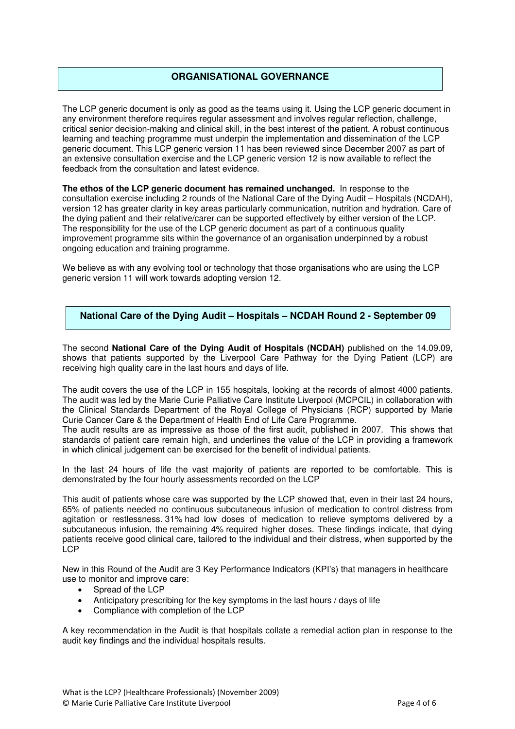## ORGANISATIONAL GOVERNANCE

The LCP generic document is only as good as the teams using it. Using the LCP generic document in any environment therefore requires regular assessment and involves regular reflection, challenge, critical senior decision-making and clinical skill, in the best interest of the patient. A robust continuous learning and teaching programme must underpin the implementation and dissemination of the LCP generic document. This LCP generic version 11 has been reviewed since December 2007 as part of an extensive consultation exercise and the LCP generic version 12 is now available to reflect the feedback from the consultation and latest evidence.

**The ethos of the LCP generic document has remained unchanged.** In response to the consultation exercise including 2 rounds of the National Care of the Dying Audit – Hospitals (NCDAH), version 12 has greater clarity in key areas particularly communication, nutrition and hydration. Care of the dying patient and their relative/carer can be supported effectively by either version of the LCP. The responsibility for the use of the LCP generic document as part of a continuous quality improvement programme sits within the governance of an organisation underpinned by a robust ongoing education and training programme.

We believe as with any evolving tool or technology that those organisations who are using the LCP generic version 11 will work towards adopting version 12.

## National Care of the Dying Audit – Hospitals – NCDAH Round 2 - September 09

The second **National Care of the Dying Audit of Hospitals (NCDAH)** published on the 14.09.09, shows that patients supported by the Liverpool Care Pathway for the Dying Patient (LCP) are receiving high quality care in the last hours and days of life.

The audit covers the use of the LCP in 155 hospitals, looking at the records of almost 4000 patients. The audit was led by the Marie Curie Palliative Care Institute Liverpool (MCPCIL) in collaboration with the Clinical Standards Department of the Royal College of Physicians (RCP) supported by Marie Curie Cancer Care & the Department of Health End of Life Care Programme.
The audit results are as impressive as those of the first audit, published in 2007. This shows that standards of patient care remain high, and underlines the value of the LCP in providing a framework in which clinical judgement can be exercised for the benefit of individual patients.

In the last 24 hours of life the vast majority of patients are reported to be comfortable. This is demonstrated by the four hourly assessments recorded on the LCP

This audit of patients whose care was supported by the LCP showed that, even in their last 24 hours, 65% of patients needed no continuous subcutaneous infusion of medication to control distress from agitation or restlessness. 31% had low doses of medication to relieve symptoms delivered by a subcutaneous infusion, the remaining 4% required higher doses. These findings indicate, that dying patients receive good clinical care, tailored to the individual and their distress, when supported by the LCP

New in this Round of the Audit are 3 Key Performance Indicators (KPI's) that managers in healthcare use to monitor and improve care:

- Spread of the LCP
- Anticipatory prescribing for the key symptoms in the last hours / days of life
- Compliance with completion of the LCP

A key recommendation in the Audit is that hospitals collate a remedial action plan in response to the audit key findings and the individual hospitals results.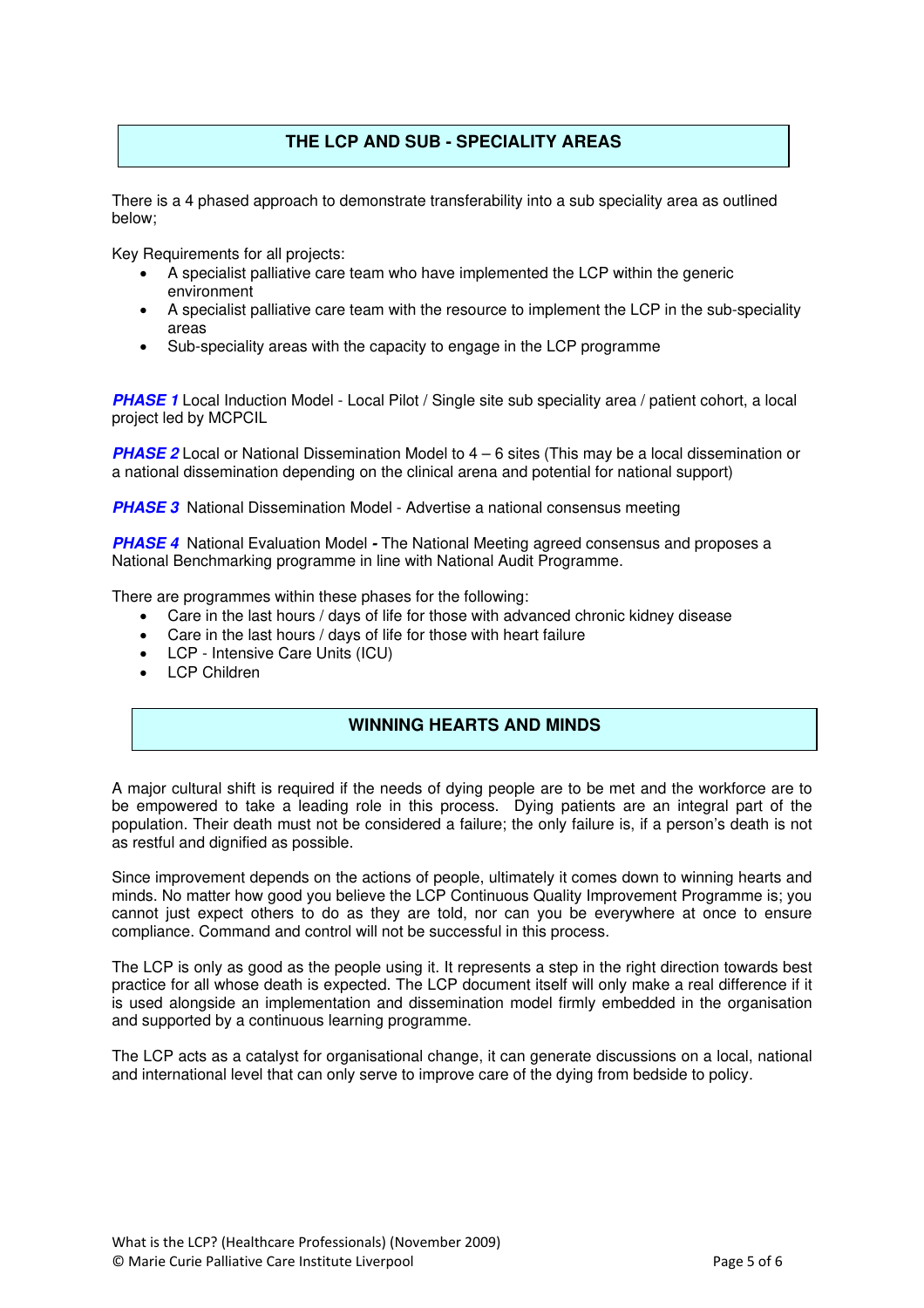## THE LCP AND SUB - SPECIALITY AREAS

There is a 4 phased approach to demonstrate transferability into a sub speciality area as outlined below;

Key Requirements for all projects:

- A specialist palliative care team who have implemented the LCP within the generic environment
- A specialist palliative care team with the resource to implement the LCP in the sub-speciality areas
- Sub-speciality areas with the capacity to engage in the LCP programme

***PHASE 1*** Local Induction Model - Local Pilot / Single site sub speciality area / patient cohort, a local project led by MCPCIL

***PHASE 2*** Local or National Dissemination Model to 4 – 6 sites (This may be a local dissemination or a national dissemination depending on the clinical arena and potential for national support)

***PHASE 3*** National Dissemination Model - Advertise a national consensus meeting

***PHASE 4*** National Evaluation Model **-** The National Meeting agreed consensus and proposes a National Benchmarking programme in line with National Audit Programme.

There are programmes within these phases for the following:

- Care in the last hours / days of life for those with advanced chronic kidney disease
- Care in the last hours / days of life for those with heart failure
- LCP - Intensive Care Units (ICU)
- LCP Children

## WINNING HEARTS AND MINDS

A major cultural shift is required if the needs of dying people are to be met and the workforce are to be empowered to take a leading role in this process. Dying patients are an integral part of the population. Their death must not be considered a failure; the only failure is, if a person's death is not as restful and dignified as possible.

Since improvement depends on the actions of people, ultimately it comes down to winning hearts and minds. No matter how good you believe the LCP Continuous Quality Improvement Programme is; you cannot just expect others to do as they are told, nor can you be everywhere at once to ensure compliance. Command and control will not be successful in this process.

The LCP is only as good as the people using it. It represents a step in the right direction towards best practice for all whose death is expected. The LCP document itself will only make a real difference if it is used alongside an implementation and dissemination model firmly embedded in the organisation and supported by a continuous learning programme.

The LCP acts as a catalyst for organisational change, it can generate discussions on a local, national and international level that can only serve to improve care of the dying from bedside to policy.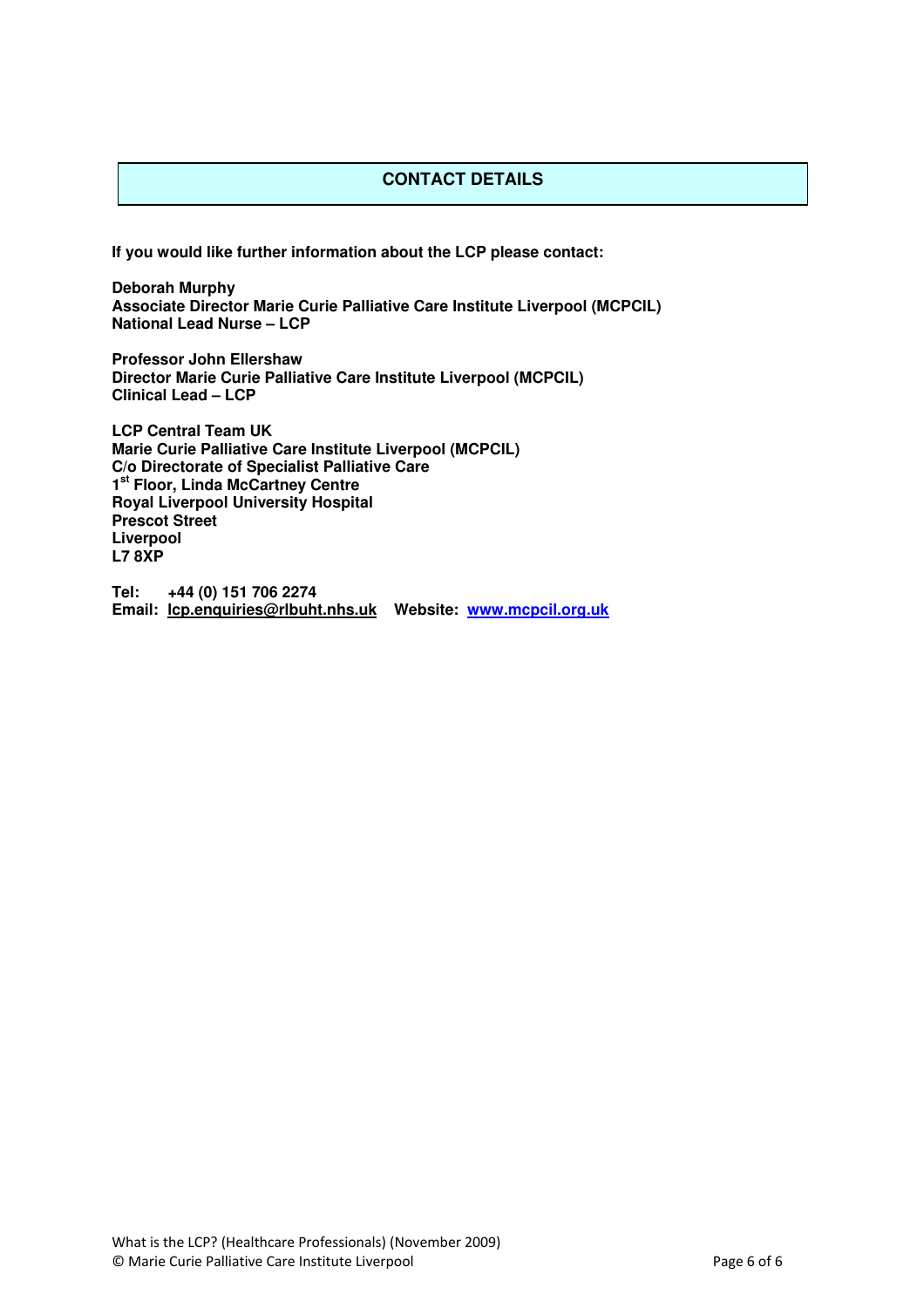## CONTACT DETAILS

**If you would like further information about the LCP please contact:**

**Deborah Murphy**
**Associate Director Marie Curie Palliative Care Institute Liverpool (MCPCIL)**
**National Lead Nurse – LCP**

**Professor John Ellershaw**
**Director Marie Curie Palliative Care Institute Liverpool (MCPCIL)**
**Clinical Lead – LCP**

**LCP Central Team UK**
**Marie Curie Palliative Care Institute Liverpool (MCPCIL)**
**C/o Directorate of Specialist Palliative Care**
**1st Floor, Linda McCartney Centre**
**Royal Liverpool University Hospital**
**Prescot Street**
**Liverpool**
**L7 8XP**

**Tel: +44 (0) 151 706 2274**
**Email: lcp.enquiries@rlbuht.nhs.uk Website: www.mcpcil.org.uk**